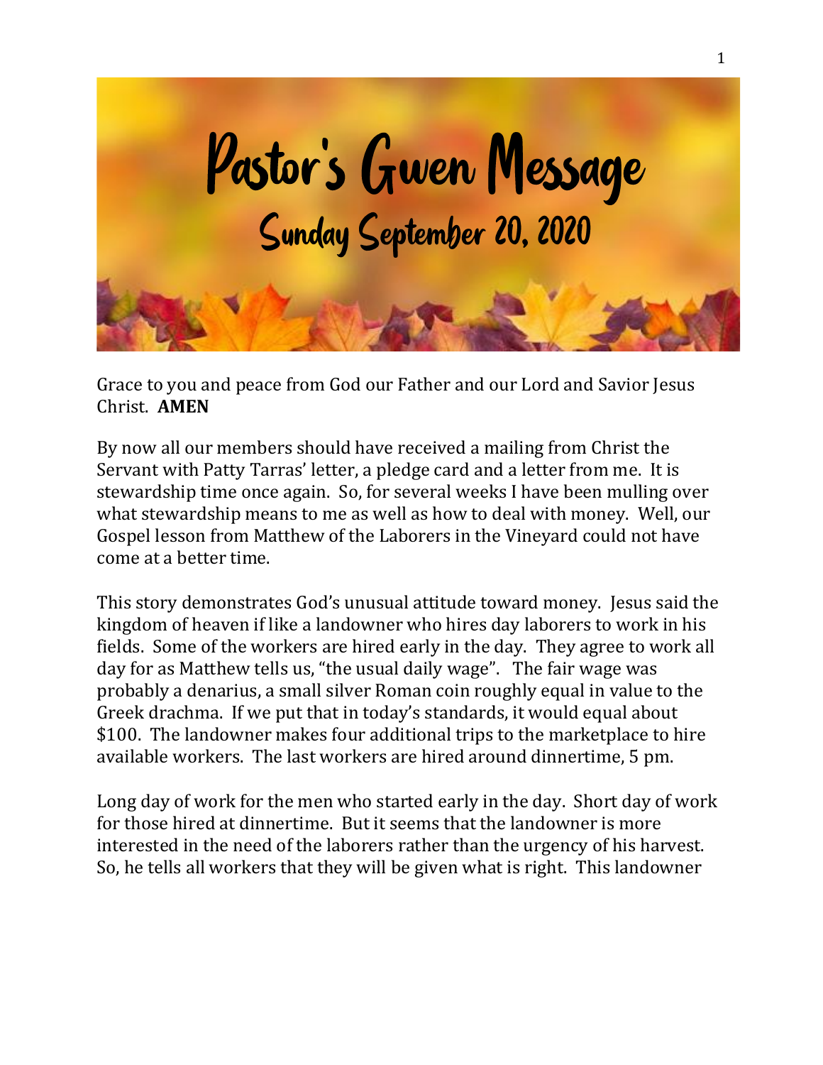# Pastor's Gwen Message

## Sunday September 20, 2020

Grace to you and peace from God our Father and our Lord and Savior Jesus Christ. **AMEN**

By now all our members should have received a mailing from Christ the Servant with Patty Tarras' letter, a pledge card and a letter from me. It is stewardship time once again. So, for several weeks I have been mulling over what stewardship means to me as well as how to deal with money. Well, our Gospel lesson from Matthew of the Laborers in the Vineyard could not have come at a better time.

This story demonstrates God's unusual attitude toward money. Jesus said the kingdom of heaven if like a landowner who hires day laborers to work in his fields. Some of the workers are hired early in the day. They agree to work all day for as Matthew tells us, "the usual daily wage". The fair wage was probably a denarius, a small silver Roman coin roughly equal in value to the Greek drachma. If we put that in today's standards, it would equal about $100. The landowner makes four additional trips to the marketplace to hire available workers. The last workers are hired around dinnertime, 5 pm.

Long day of work for the men who started early in the day. Short day of work for those hired at dinnertime. But it seems that the landowner is more interested in the need of the laborers rather than the urgency of his harvest. So, he tells all workers that they will be given what is right. This landowner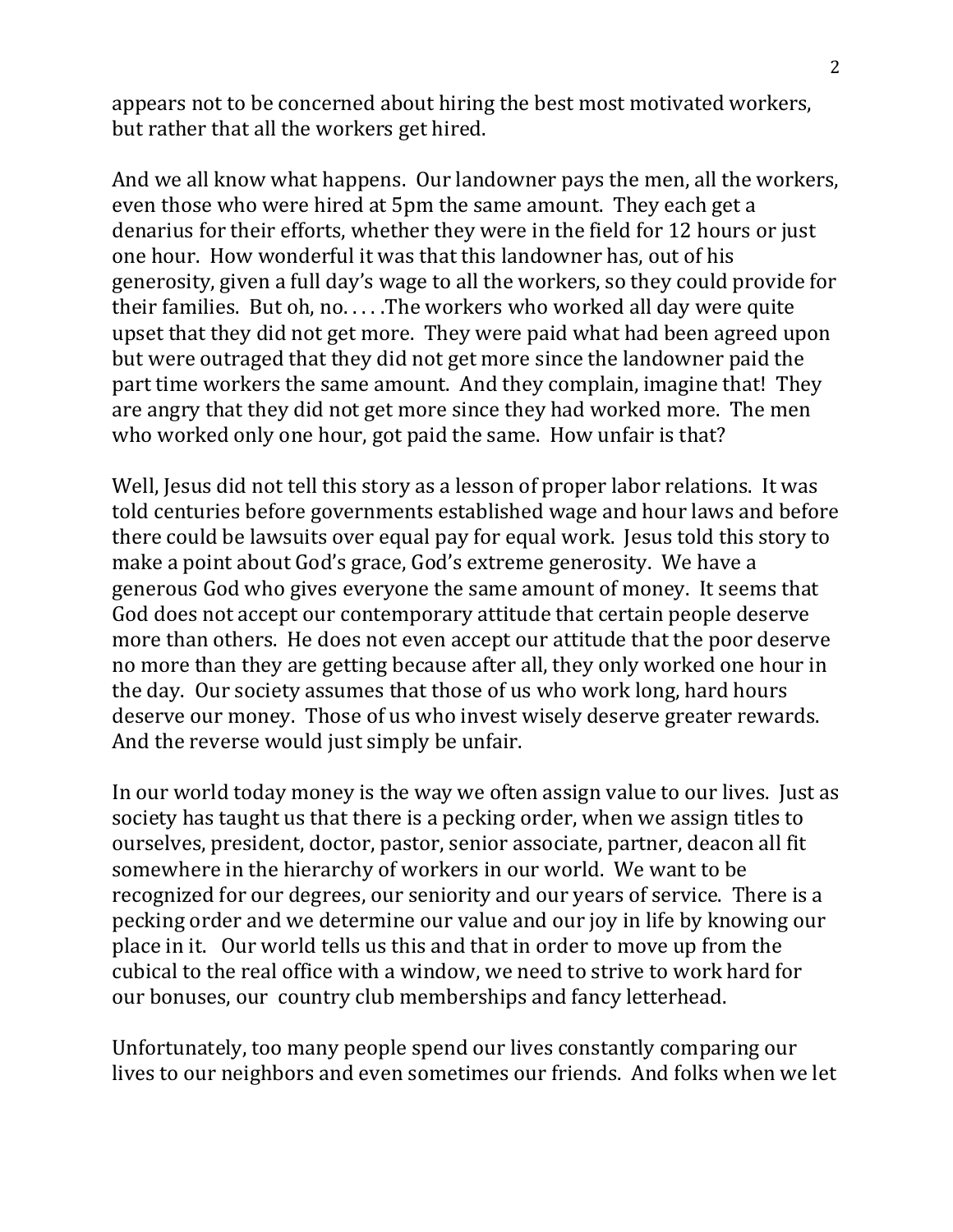appears not to be concerned about hiring the best most motivated workers, but rather that all the workers get hired.

And we all know what happens. Our landowner pays the men, all the workers, even those who were hired at 5pm the same amount. They each get a denarius for their efforts, whether they were in the field for 12 hours or just one hour. How wonderful it was that this landowner has, out of his generosity, given a full day's wage to all the workers, so they could provide for their families. But oh, no. . . . .The workers who worked all day were quite upset that they did not get more. They were paid what had been agreed upon but were outraged that they did not get more since the landowner paid the part time workers the same amount. And they complain, imagine that! They are angry that they did not get more since they had worked more. The men who worked only one hour, got paid the same. How unfair is that?

Well, Jesus did not tell this story as a lesson of proper labor relations. It was told centuries before governments established wage and hour laws and before there could be lawsuits over equal pay for equal work. Jesus told this story to make a point about God's grace, God's extreme generosity. We have a generous God who gives everyone the same amount of money. It seems that God does not accept our contemporary attitude that certain people deserve more than others. He does not even accept our attitude that the poor deserve no more than they are getting because after all, they only worked one hour in the day. Our society assumes that those of us who work long, hard hours deserve our money. Those of us who invest wisely deserve greater rewards. And the reverse would just simply be unfair.

In our world today money is the way we often assign value to our lives. Just as society has taught us that there is a pecking order, when we assign titles to ourselves, president, doctor, pastor, senior associate, partner, deacon all fit somewhere in the hierarchy of workers in our world. We want to be recognized for our degrees, our seniority and our years of service. There is a pecking order and we determine our value and our joy in life by knowing our place in it. Our world tells us this and that in order to move up from the cubical to the real office with a window, we need to strive to work hard for our bonuses, our country club memberships and fancy letterhead.

Unfortunately, too many people spend our lives constantly comparing our lives to our neighbors and even sometimes our friends. And folks when we let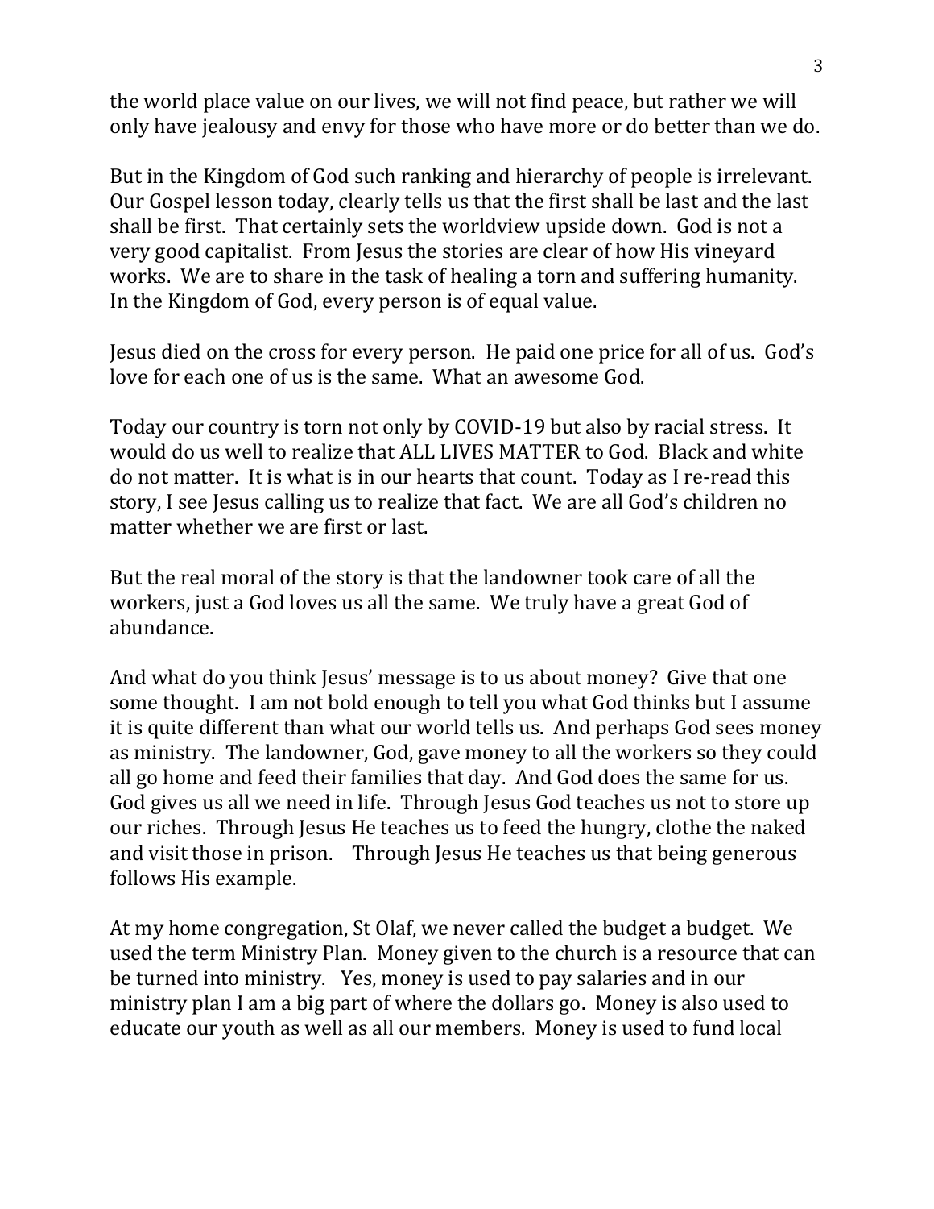the world place value on our lives, we will not find peace, but rather we will only have jealousy and envy for those who have more or do better than we do.

But in the Kingdom of God such ranking and hierarchy of people is irrelevant. Our Gospel lesson today, clearly tells us that the first shall be last and the last shall be first. That certainly sets the worldview upside down. God is not a very good capitalist. From Jesus the stories are clear of how His vineyard works. We are to share in the task of healing a torn and suffering humanity. In the Kingdom of God, every person is of equal value.

Jesus died on the cross for every person. He paid one price for all of us. God's love for each one of us is the same. What an awesome God.

Today our country is torn not only by COVID-19 but also by racial stress. It would do us well to realize that ALL LIVES MATTER to God. Black and white do not matter. It is what is in our hearts that count. Today as I re-read this story, I see Jesus calling us to realize that fact. We are all God's children no matter whether we are first or last.

But the real moral of the story is that the landowner took care of all the workers, just a God loves us all the same. We truly have a great God of abundance.

And what do you think Jesus' message is to us about money? Give that one some thought. I am not bold enough to tell you what God thinks but I assume it is quite different than what our world tells us. And perhaps God sees money as ministry. The landowner, God, gave money to all the workers so they could all go home and feed their families that day. And God does the same for us. God gives us all we need in life. Through Jesus God teaches us not to store up our riches. Through Jesus He teaches us to feed the hungry, clothe the naked and visit those in prison. Through Jesus He teaches us that being generous follows His example.

At my home congregation, St Olaf, we never called the budget a budget. We used the term Ministry Plan. Money given to the church is a resource that can be turned into ministry. Yes, money is used to pay salaries and in our ministry plan I am a big part of where the dollars go. Money is also used to educate our youth as well as all our members. Money is used to fund local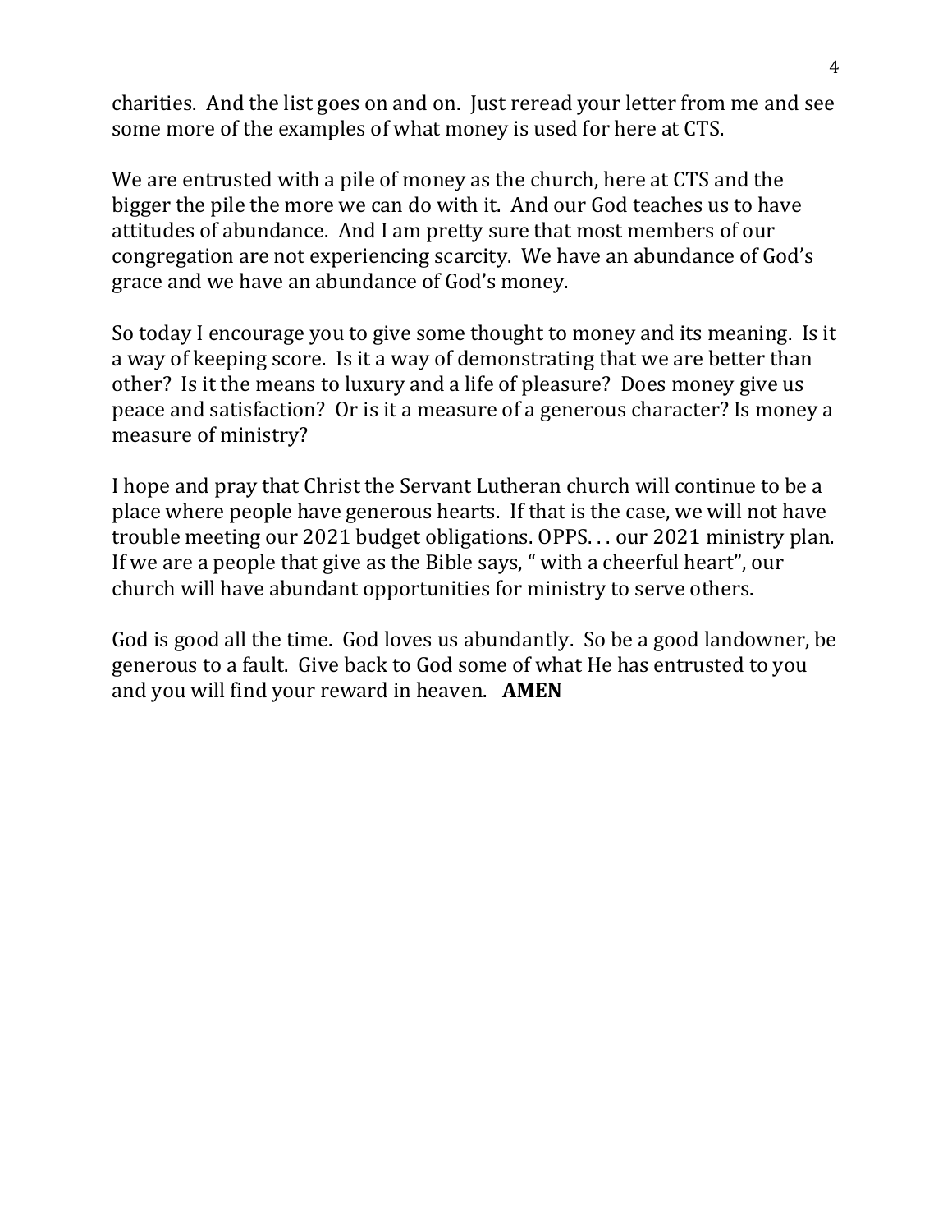charities. And the list goes on and on. Just reread your letter from me and see some more of the examples of what money is used for here at CTS.

We are entrusted with a pile of money as the church, here at CTS and the bigger the pile the more we can do with it. And our God teaches us to have attitudes of abundance. And I am pretty sure that most members of our congregation are not experiencing scarcity. We have an abundance of God's grace and we have an abundance of God's money.

So today I encourage you to give some thought to money and its meaning. Is it a way of keeping score. Is it a way of demonstrating that we are better than other? Is it the means to luxury and a life of pleasure? Does money give us peace and satisfaction? Or is it a measure of a generous character? Is money a measure of ministry?

I hope and pray that Christ the Servant Lutheran church will continue to be a place where people have generous hearts. If that is the case, we will not have trouble meeting our 2021 budget obligations. OPPS. . . our 2021 ministry plan. If we are a people that give as the Bible says, " with a cheerful heart", our church will have abundant opportunities for ministry to serve others.

God is good all the time. God loves us abundantly. So be a good landowner, be generous to a fault. Give back to God some of what He has entrusted to you and you will find your reward in heaven. **AMEN**